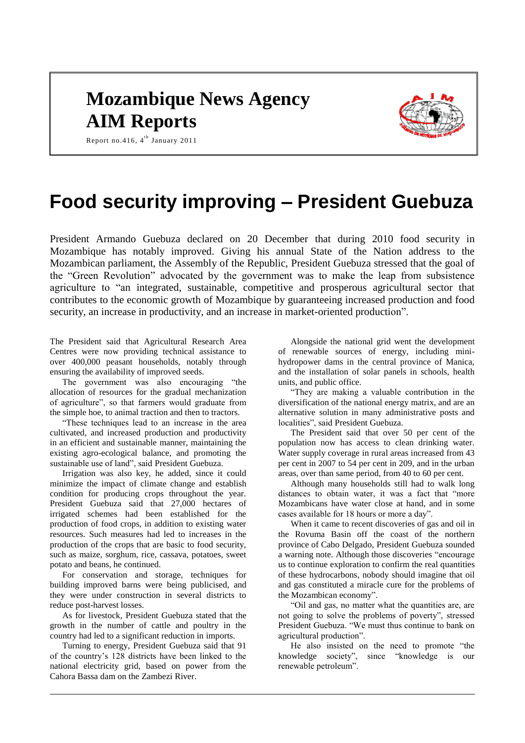# Mozambique News Agency
# AIM Reports

Report no.416, 4th January 2011

# Food security improving – President Guebuza

President Armando Guebuza declared on 20 December that during 2010 food security in Mozambique has notably improved. Giving his annual State of the Nation address to the Mozambican parliament, the Assembly of the Republic, President Guebuza stressed that the goal of the "Green Revolution" advocated by the government was to make the leap from subsistence agriculture to "an integrated, sustainable, competitive and prosperous agricultural sector that contributes to the economic growth of Mozambique by guaranteeing increased production and food security, an increase in productivity, and an increase in market-oriented production".

The President said that Agricultural Research Area Centres were now providing technical assistance to over 400,000 peasant households, notably through ensuring the availability of improved seeds.

The government was also encouraging "the allocation of resources for the gradual mechanization of agriculture", so that farmers would graduate from the simple hoe, to animal traction and then to tractors.

"These techniques lead to an increase in the area cultivated, and increased production and productivity in an efficient and sustainable manner, maintaining the existing agro-ecological balance, and promoting the sustainable use of land", said President Guebuza.

Irrigation was also key, he added, since it could minimize the impact of climate change and establish condition for producing crops throughout the year. President Guebuza said that 27,000 hectares of irrigated schemes had been established for the production of food crops, in addition to existing water resources. Such measures had led to increases in the production of the crops that are basic to food security, such as maize, sorghum, rice, cassava, potatoes, sweet potato and beans, he continued.

For conservation and storage, techniques for building improved barns were being publicised, and they were under construction in several districts to reduce post-harvest losses.

As for livestock, President Guebuza stated that the growth in the number of cattle and poultry in the country had led to a significant reduction in imports.

Turning to energy, President Guebuza said that 91 of the country's 128 districts have been linked to the national electricity grid, based on power from the Cahora Bassa dam on the Zambezi River.

Alongside the national grid went the development of renewable sources of energy, including mini-hydropower dams in the central province of Manica, and the installation of solar panels in schools, health units, and public office.

"They are making a valuable contribution in the diversification of the national energy matrix, and are an alternative solution in many administrative posts and localities", said President Guebuza.

The President said that over 50 per cent of the population now has access to clean drinking water. Water supply coverage in rural areas increased from 43 per cent in 2007 to 54 per cent in 209, and in the urban areas, over than same period, from 40 to 60 per cent.

Although many households still had to walk long distances to obtain water, it was a fact that "more Mozambicans have water close at hand, and in some cases available for 18 hours or more a day".

When it came to recent discoveries of gas and oil in the Rovuma Basin off the coast of the northern province of Cabo Delgado, President Guebuza sounded a warning note. Although those discoveries "encourage us to continue exploration to confirm the real quantities of these hydrocarbons, nobody should imagine that oil and gas constituted a miracle cure for the problems of the Mozambican economy".

"Oil and gas, no matter what the quantities are, are not going to solve the problems of poverty", stressed President Guebuza. "We must thus continue to bank on agricultural production".

He also insisted on the need to promote "the knowledge society", since "knowledge is our renewable petroleum".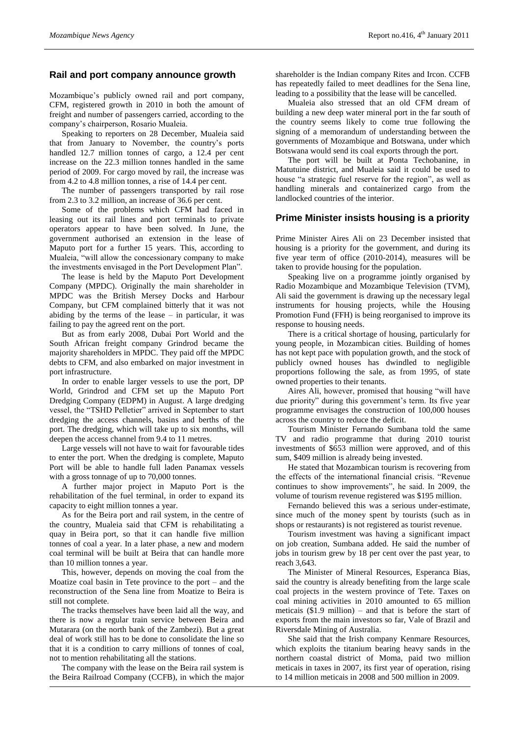## Rail and port company announce growth

Mozambique's publicly owned rail and port company, CFM, registered growth in 2010 in both the amount of freight and number of passengers carried, according to the company's chairperson, Rosario Mualeia.

Speaking to reporters on 28 December, Mualeia said that from January to November, the country's ports handled 12.7 million tonnes of cargo, a 12.4 per cent increase on the 22.3 million tonnes handled in the same period of 2009. For cargo moved by rail, the increase was from 4.2 to 4.8 million tonnes, a rise of 14.4 per cent.

The number of passengers transported by rail rose from 2.3 to 3.2 million, an increase of 36.6 per cent.

Some of the problems which CFM had faced in leasing out its rail lines and port terminals to private operators appear to have been solved. In June, the government authorised an extension in the lease of Maputo port for a further 15 years. This, according to Mualeia, "will allow the concessionary company to make the investments envisaged in the Port Development Plan".

The lease is held by the Maputo Port Development Company (MPDC). Originally the main shareholder in MPDC was the British Mersey Docks and Harbour Company, but CFM complained bitterly that it was not abiding by the terms of the lease – in particular, it was failing to pay the agreed rent on the port.

But as from early 2008, Dubai Port World and the South African freight company Grindrod became the majority shareholders in MPDC. They paid off the MPDC debts to CFM, and also embarked on major investment in port infrastructure.

In order to enable larger vessels to use the port, DP World, Grindrod and CFM set up the Maputo Port Dredging Company (EDPM) in August. A large dredging vessel, the "TSHD Pelletier" arrived in September to start dredging the access channels, basins and berths of the port. The dredging, which will take up to six months, will deepen the access channel from 9.4 to 11 metres.

Large vessels will not have to wait for favourable tides to enter the port. When the dredging is complete, Maputo Port will be able to handle full laden Panamax vessels with a gross tonnage of up to 70,000 tonnes.

A further major project in Maputo Port is the rehabilitation of the fuel terminal, in order to expand its capacity to eight million tonnes a year.

As for the Beira port and rail system, in the centre of the country, Mualeia said that CFM is rehabilitating a quay in Beira port, so that it can handle five million tonnes of coal a year. In a later phase, a new and modern coal terminal will be built at Beira that can handle more than 10 million tonnes a year.

This, however, depends on moving the coal from the Moatize coal basin in Tete province to the port – and the reconstruction of the Sena line from Moatize to Beira is still not complete.

The tracks themselves have been laid all the way, and there is now a regular train service between Beira and Mutarara (on the north bank of the Zambezi). But a great deal of work still has to be done to consolidate the line so that it is a condition to carry millions of tonnes of coal, not to mention rehabilitating all the stations.

The company with the lease on the Beira rail system is the Beira Railroad Company (CCFB), in which the major shareholder is the Indian company Rites and Ircon. CCFB has repeatedly failed to meet deadlines for the Sena line, leading to a possibility that the lease will be cancelled.

Mualeia also stressed that an old CFM dream of building a new deep water mineral port in the far south of the country seems likely to come true following the signing of a memorandum of understanding between the governments of Mozambique and Botswana, under which Botswana would send its coal exports through the port.

The port will be built at Ponta Techobanine, in Matutuine district, and Mualeia said it could be used to house "a strategic fuel reserve for the region", as well as handling minerals and containerized cargo from the landlocked countries of the interior.

## Prime Minister insists housing is a priority

Prime Minister Aires Ali on 23 December insisted that housing is a priority for the government, and during its five year term of office (2010-2014), measures will be taken to provide housing for the population.

Speaking live on a programme jointly organised by Radio Mozambique and Mozambique Television (TVM), Ali said the government is drawing up the necessary legal instruments for housing projects, while the Housing Promotion Fund (FFH) is being reorganised to improve its response to housing needs.

There is a critical shortage of housing, particularly for young people, in Mozambican cities. Building of homes has not kept pace with population growth, and the stock of publicly owned houses has dwindled to negligible proportions following the sale, as from 1995, of state owned properties to their tenants.

Aires Ali, however, promised that housing "will have due priority" during this government's term. Its five year programme envisages the construction of 100,000 houses across the country to reduce the deficit.

Tourism Minister Fernando Sumbana told the same TV and radio programme that during 2010 tourist investments of $653 million were approved, and of this sum, $409 million is already being invested.

He stated that Mozambican tourism is recovering from the effects of the international financial crisis. "Revenue continues to show improvements", he said. In 2009, the volume of tourism revenue registered was $195 million.

Fernando believed this was a serious under-estimate, since much of the money spent by tourists (such as in shops or restaurants) is not registered as tourist revenue.

Tourism investment was having a significant impact on job creation, Sumbana added. He said the number of jobs in tourism grew by 18 per cent over the past year, to reach 3,643.

The Minister of Mineral Resources, Esperanca Bias, said the country is already benefiting from the large scale coal projects in the western province of Tete. Taxes on coal mining activities in 2010 amounted to 65 million meticais ($1.9 million) – and that is before the start of exports from the main investors so far, Vale of Brazil and Riversdale Mining of Australia.

She said that the Irish company Kenmare Resources, which exploits the titanium bearing heavy sands in the northern coastal district of Moma, paid two million meticais in taxes in 2007, its first year of operation, rising to 14 million meticais in 2008 and 500 million in 2009.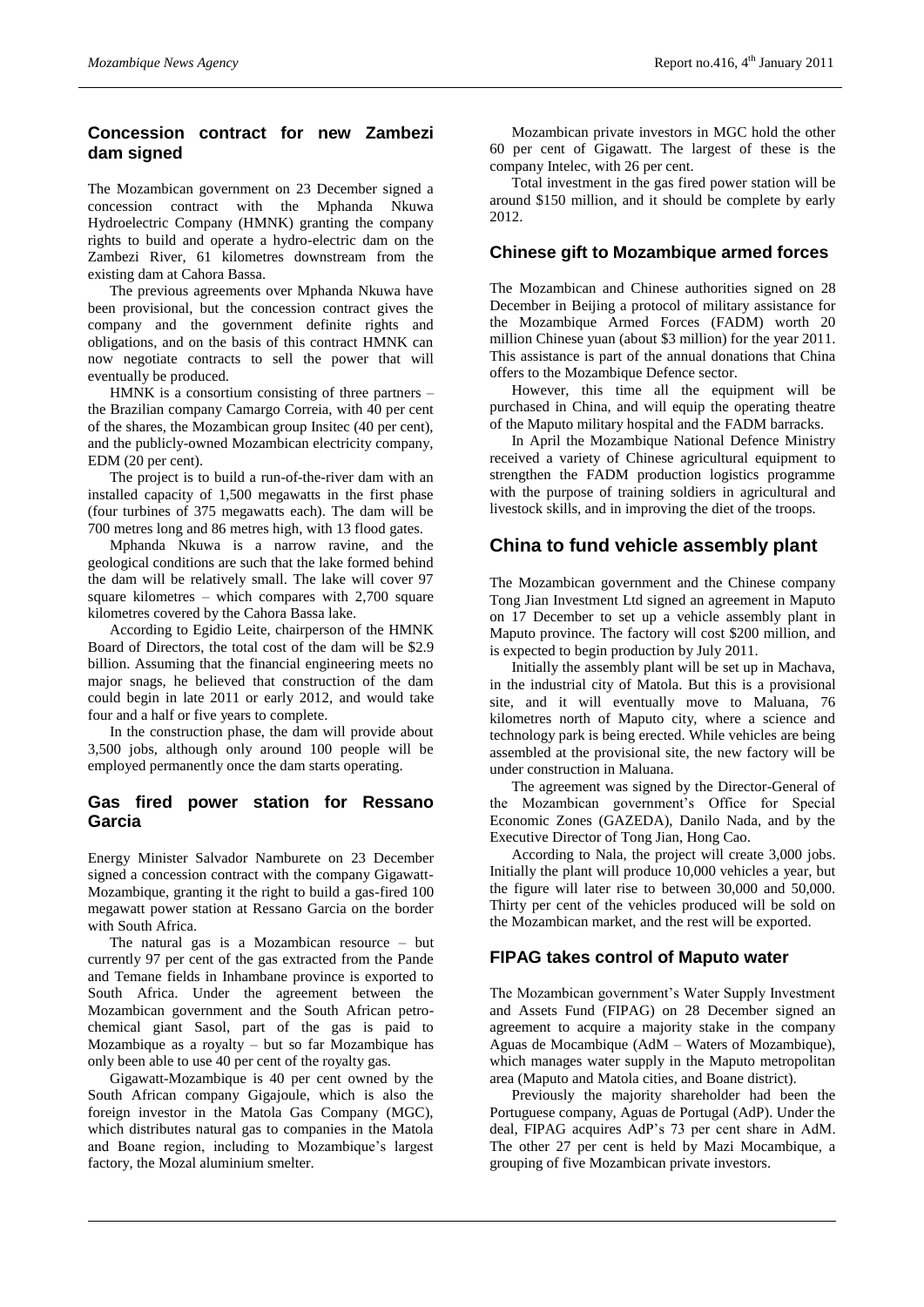## Concession contract for new Zambezi dam signed

The Mozambican government on 23 December signed a concession contract with the Mphanda Nkuwa Hydroelectric Company (HMNK) granting the company rights to build and operate a hydro-electric dam on the Zambezi River, 61 kilometres downstream from the existing dam at Cahora Bassa.

The previous agreements over Mphanda Nkuwa have been provisional, but the concession contract gives the company and the government definite rights and obligations, and on the basis of this contract HMNK can now negotiate contracts to sell the power that will eventually be produced.

HMNK is a consortium consisting of three partners – the Brazilian company Camargo Correia, with 40 per cent of the shares, the Mozambican group Insitec (40 per cent), and the publicly-owned Mozambican electricity company, EDM (20 per cent).

The project is to build a run-of-the-river dam with an installed capacity of 1,500 megawatts in the first phase (four turbines of 375 megawatts each). The dam will be 700 metres long and 86 metres high, with 13 flood gates.

Mphanda Nkuwa is a narrow ravine, and the geological conditions are such that the lake formed behind the dam will be relatively small. The lake will cover 97 square kilometres – which compares with 2,700 square kilometres covered by the Cahora Bassa lake.

According to Egidio Leite, chairperson of the HMNK Board of Directors, the total cost of the dam will be $2.9 billion. Assuming that the financial engineering meets no major snags, he believed that construction of the dam could begin in late 2011 or early 2012, and would take four and a half or five years to complete.

In the construction phase, the dam will provide about 3,500 jobs, although only around 100 people will be employed permanently once the dam starts operating.

## Gas fired power station for Ressano Garcia

Energy Minister Salvador Namburete on 23 December signed a concession contract with the company Gigawatt-Mozambique, granting it the right to build a gas-fired 100 megawatt power station at Ressano Garcia on the border with South Africa.

The natural gas is a Mozambican resource – but currently 97 per cent of the gas extracted from the Pande and Temane fields in Inhambane province is exported to South Africa. Under the agreement between the Mozambican government and the South African petro-chemical giant Sasol, part of the gas is paid to Mozambique as a royalty – but so far Mozambique has only been able to use 40 per cent of the royalty gas.

Gigawatt-Mozambique is 40 per cent owned by the South African company Gigajoule, which is also the foreign investor in the Matola Gas Company (MGC), which distributes natural gas to companies in the Matola and Boane region, including to Mozambique's largest factory, the Mozal aluminium smelter.

Mozambican private investors in MGC hold the other 60 per cent of Gigawatt. The largest of these is the company Intelec, with 26 per cent.

Total investment in the gas fired power station will be around $150 million, and it should be complete by early 2012.

## Chinese gift to Mozambique armed forces

The Mozambican and Chinese authorities signed on 28 December in Beijing a protocol of military assistance for the Mozambique Armed Forces (FADM) worth 20 million Chinese yuan (about $3 million) for the year 2011. This assistance is part of the annual donations that China offers to the Mozambique Defence sector.

However, this time all the equipment will be purchased in China, and will equip the operating theatre of the Maputo military hospital and the FADM barracks.

In April the Mozambique National Defence Ministry received a variety of Chinese agricultural equipment to strengthen the FADM production logistics programme with the purpose of training soldiers in agricultural and livestock skills, and in improving the diet of the troops.

## China to fund vehicle assembly plant

The Mozambican government and the Chinese company Tong Jian Investment Ltd signed an agreement in Maputo on 17 December to set up a vehicle assembly plant in Maputo province. The factory will cost $200 million, and is expected to begin production by July 2011.

Initially the assembly plant will be set up in Machava, in the industrial city of Matola. But this is a provisional site, and it will eventually move to Maluana, 76 kilometres north of Maputo city, where a science and technology park is being erected. While vehicles are being assembled at the provisional site, the new factory will be under construction in Maluana.

The agreement was signed by the Director-General of the Mozambican government's Office for Special Economic Zones (GAZEDA), Danilo Nada, and by the Executive Director of Tong Jian, Hong Cao.

According to Nala, the project will create 3,000 jobs. Initially the plant will produce 10,000 vehicles a year, but the figure will later rise to between 30,000 and 50,000. Thirty per cent of the vehicles produced will be sold on the Mozambican market, and the rest will be exported.

## FIPAG takes control of Maputo water

The Mozambican government's Water Supply Investment and Assets Fund (FIPAG) on 28 December signed an agreement to acquire a majority stake in the company Aguas de Mocambique (AdM – Waters of Mozambique), which manages water supply in the Maputo metropolitan area (Maputo and Matola cities, and Boane district).

Previously the majority shareholder had been the Portuguese company, Aguas de Portugal (AdP). Under the deal, FIPAG acquires AdP's 73 per cent share in AdM. The other 27 per cent is held by Mazi Mocambique, a grouping of five Mozambican private investors.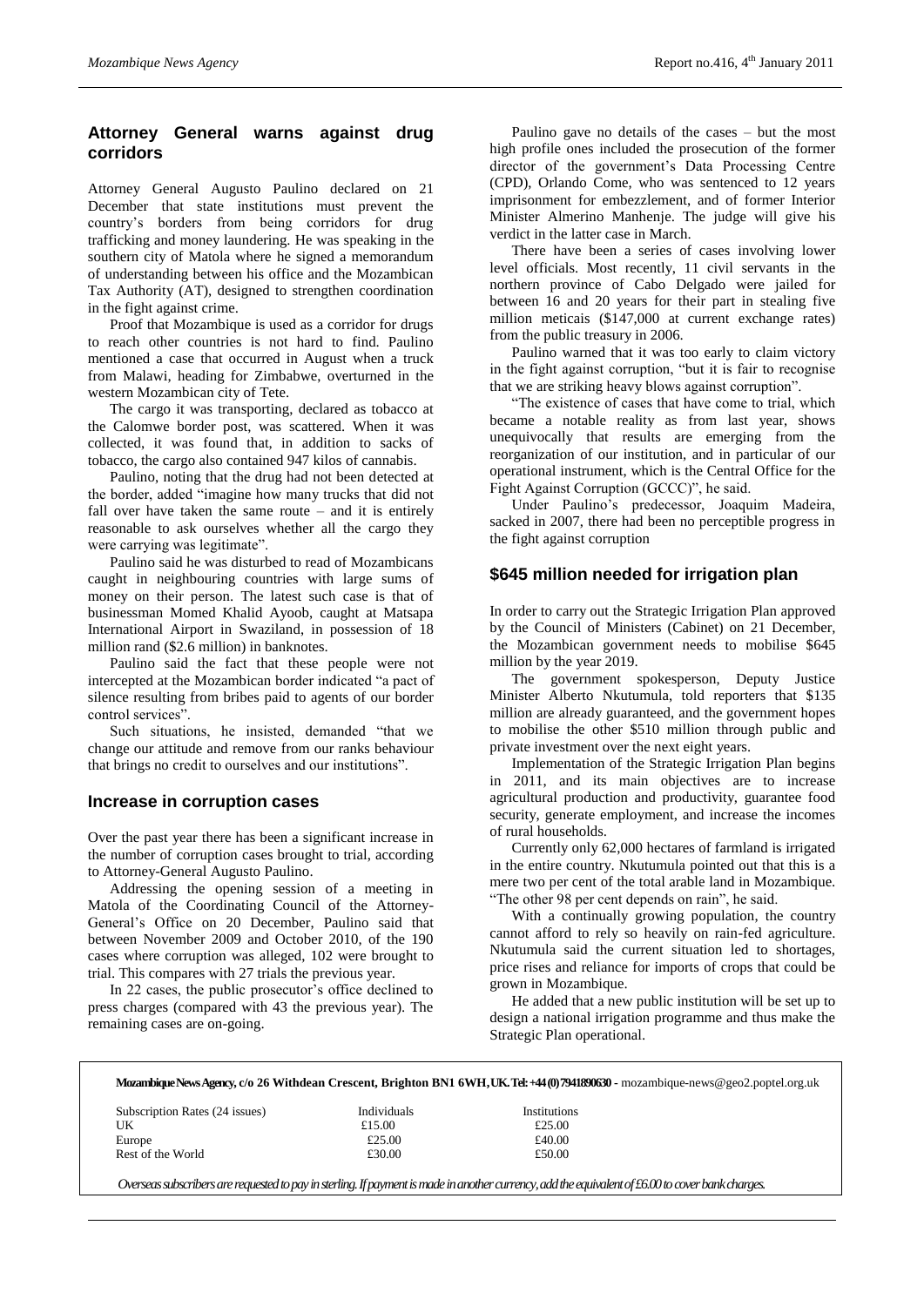## Attorney General warns against drug corridors

Attorney General Augusto Paulino declared on 21 December that state institutions must prevent the country's borders from being corridors for drug trafficking and money laundering. He was speaking in the southern city of Matola where he signed a memorandum of understanding between his office and the Mozambican Tax Authority (AT), designed to strengthen coordination in the fight against crime.

Proof that Mozambique is used as a corridor for drugs to reach other countries is not hard to find. Paulino mentioned a case that occurred in August when a truck from Malawi, heading for Zimbabwe, overturned in the western Mozambican city of Tete.

The cargo it was transporting, declared as tobacco at the Calomwe border post, was scattered. When it was collected, it was found that, in addition to sacks of tobacco, the cargo also contained 947 kilos of cannabis.

Paulino, noting that the drug had not been detected at the border, added "imagine how many trucks that did not fall over have taken the same route – and it is entirely reasonable to ask ourselves whether all the cargo they were carrying was legitimate".

Paulino said he was disturbed to read of Mozambicans caught in neighbouring countries with large sums of money on their person. The latest such case is that of businessman Momed Khalid Ayoob, caught at Matsapa International Airport in Swaziland, in possession of 18 million rand ($2.6 million) in banknotes.

Paulino said the fact that these people were not intercepted at the Mozambican border indicated "a pact of silence resulting from bribes paid to agents of our border control services".

Such situations, he insisted, demanded "that we change our attitude and remove from our ranks behaviour that brings no credit to ourselves and our institutions".

## Increase in corruption cases

Over the past year there has been a significant increase in the number of corruption cases brought to trial, according to Attorney-General Augusto Paulino.

Addressing the opening session of a meeting in Matola of the Coordinating Council of the Attorney-General's Office on 20 December, Paulino said that between November 2009 and October 2010, of the 190 cases where corruption was alleged, 102 were brought to trial. This compares with 27 trials the previous year.

In 22 cases, the public prosecutor's office declined to press charges (compared with 43 the previous year). The remaining cases are on-going.

Paulino gave no details of the cases – but the most high profile ones included the prosecution of the former director of the government's Data Processing Centre (CPD), Orlando Come, who was sentenced to 12 years imprisonment for embezzlement, and of former Interior Minister Almerino Manhenje. The judge will give his verdict in the latter case in March.

There have been a series of cases involving lower level officials. Most recently, 11 civil servants in the northern province of Cabo Delgado were jailed for between 16 and 20 years for their part in stealing five million meticais ($147,000 at current exchange rates) from the public treasury in 2006.

Paulino warned that it was too early to claim victory in the fight against corruption, "but it is fair to recognise that we are striking heavy blows against corruption".

"The existence of cases that have come to trial, which became a notable reality as from last year, shows unequivocally that results are emerging from the reorganization of our institution, and in particular of our operational instrument, which is the Central Office for the Fight Against Corruption (GCCC)", he said.

Under Paulino's predecessor, Joaquim Madeira, sacked in 2007, there had been no perceptible progress in the fight against corruption

## $645 million needed for irrigation plan

In order to carry out the Strategic Irrigation Plan approved by the Council of Ministers (Cabinet) on 21 December, the Mozambican government needs to mobilise $645 million by the year 2019.

The government spokesperson, Deputy Justice Minister Alberto Nkutumula, told reporters that $135 million are already guaranteed, and the government hopes to mobilise the other $510 million through public and private investment over the next eight years.

Implementation of the Strategic Irrigation Plan begins in 2011, and its main objectives are to increase agricultural production and productivity, guarantee food security, generate employment, and increase the incomes of rural households.

Currently only 62,000 hectares of farmland is irrigated in the entire country. Nkutumula pointed out that this is a mere two per cent of the total arable land in Mozambique. "The other 98 per cent depends on rain", he said.

With a continually growing population, the country cannot afford to rely so heavily on rain-fed agriculture. Nkutumula said the current situation led to shortages, price rises and reliance for imports of crops that could be grown in Mozambique.

He added that a new public institution will be set up to design a national irrigation programme and thus make the Strategic Plan operational.

**Mozambique News Agency, c/o 26 Withdean Crescent, Brighton BN1 6WH, UK. Tel: +44 (0) 7941890630 -** mozambique-news@geo2.poptel.org.uk

| Subscription Rates (24 issues) | Individuals | Institutions |
|---|---|---|
| UK | £15.00 | £25.00 |
| Europe | £25.00 | £40.00 |
| Rest of the World | £30.00 | £50.00 |

*Overseas subscribers are requested to pay in sterling. If payment is made in another currency, add the equivalent of £6.00 to cover bank charges.*